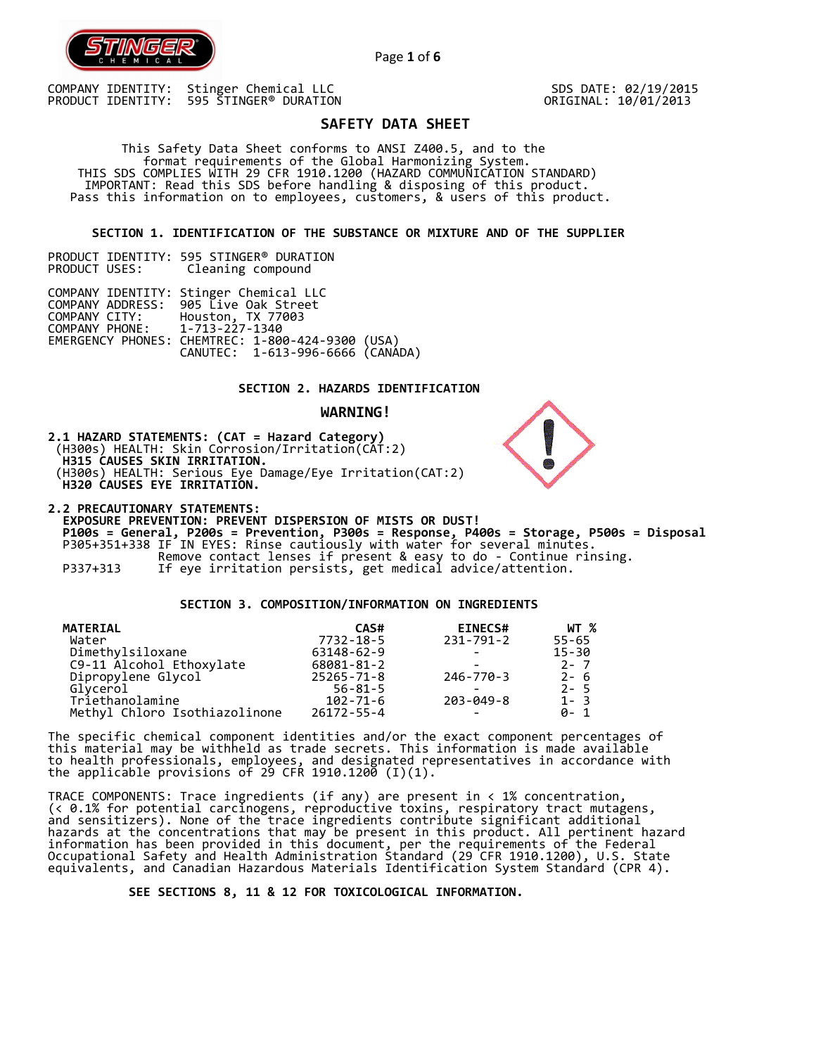COMPANY IDENTITY: Stinger Chemical LLC
PRODUCT IDENTITY: 595 STINGER® DURATION

SDS DATE: 02/19/2015
ORIGINAL: 10/01/2013

# SAFETY DATA SHEET

This Safety Data Sheet conforms to ANSI Z400.5, and to the format requirements of the Global Harmonizing System.
THIS SDS COMPLIES WITH 29 CFR 1910.1200 (HAZARD COMMUNICATION STANDARD)
IMPORTANT: Read this SDS before handling & disposing of this product.
Pass this information on to employees, customers, & users of this product.

## SECTION 1. IDENTIFICATION OF THE SUBSTANCE OR MIXTURE AND OF THE SUPPLIER

PRODUCT IDENTITY: 595 STINGER® DURATION
PRODUCT USES: Cleaning compound

COMPANY IDENTITY: Stinger Chemical LLC
COMPANY ADDRESS: 905 Live Oak Street
COMPANY CITY: Houston, TX 77003
COMPANY PHONE: 1-713-227-1340
EMERGENCY PHONES: CHEMTREC: 1-800-424-9300 (USA)
CANUTEC: 1-613-996-6666 (CANADA)

## SECTION 2. HAZARDS IDENTIFICATION

**WARNING!**

**2.1 HAZARD STATEMENTS: (CAT = Hazard Category)**
(H300s) HEALTH: Skin Corrosion/Irritation(CAT:2)
**H315 CAUSES SKIN IRRITATION.**
(H300s) HEALTH: Serious Eye Damage/Eye Irritation(CAT:2)
**H320 CAUSES EYE IRRITATION.**

**2.2 PRECAUTIONARY STATEMENTS:**
**EXPOSURE PREVENTION: PREVENT DISPERSION OF MISTS OR DUST!**
**P100s = General, P200s = Prevention, P300s = Response, P400s = Storage, P500s = Disposal**
P305+351+338 IF IN EYES: Rinse cautiously with water for several minutes. Remove contact lenses if present & easy to do - Continue rinsing.
P337+313 If eye irritation persists, get medical advice/attention.

## SECTION 3. COMPOSITION/INFORMATION ON INGREDIENTS

| MATERIAL | CAS# | EINECS# | WT % |
|---|---|---|---|
| Water | 7732-18-5 | 231-791-2 | 55-65 |
| Dimethylsiloxane | 63148-62-9 | - | 15-30 |
| C9-11 Alcohol Ethoxylate | 68081-81-2 | - | 2- 7 |
| Dipropylene Glycol | 25265-71-8 | 246-770-3 | 2- 6 |
| Glycerol | 56-81-5 | - | 2- 5 |
| Triethanolamine | 102-71-6 | 203-049-8 | 1- 3 |
| Methyl Chloro Isothiazolinone | 26172-55-4 | - | 0- 1 |

The specific chemical component identities and/or the exact component percentages of this material may be withheld as trade secrets. This information is made available to health professionals, employees, and designated representatives in accordance with the applicable provisions of 29 CFR 1910.1200 (I)(1).

TRACE COMPONENTS: Trace ingredients (if any) are present in < 1% concentration, (< 0.1% for potential carcinogens, reproductive toxins, respiratory tract mutagens, and sensitizers). None of the trace ingredients contribute significant additional hazards at the concentrations that may be present in this product. All pertinent hazard information has been provided in this document, per the requirements of the Federal Occupational Safety and Health Administration Standard (29 CFR 1910.1200), U.S. State equivalents, and Canadian Hazardous Materials Identification System Standard (CPR 4).

**SEE SECTIONS 8, 11 & 12 FOR TOXICOLOGICAL INFORMATION.**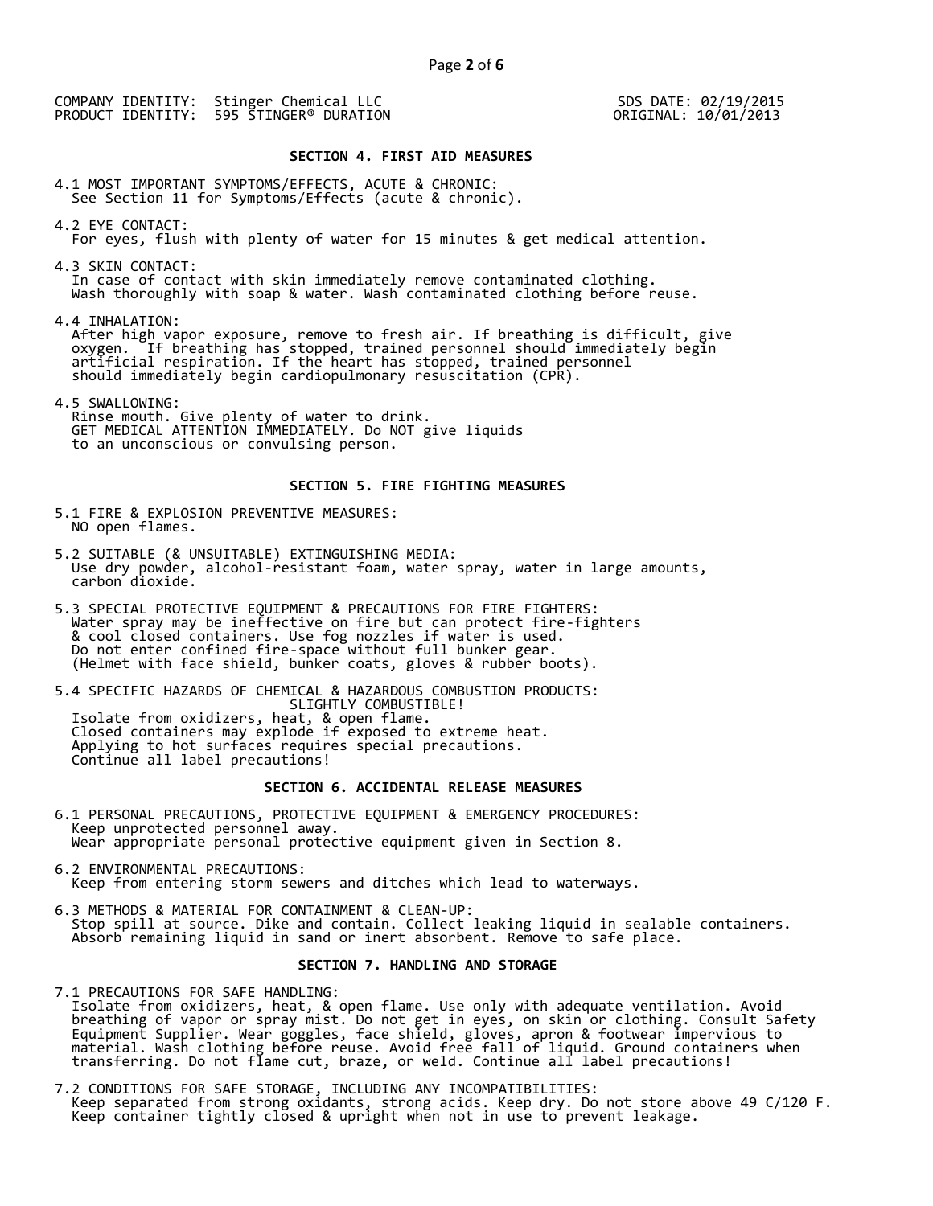COMPANY IDENTITY: Stinger Chemical LLC
PRODUCT IDENTITY: 595 STINGER® DURATION

SDS DATE: 02/19/2015
ORIGINAL: 10/01/2013

## SECTION 4. FIRST AID MEASURES

4.1 MOST IMPORTANT SYMPTOMS/EFFECTS, ACUTE & CHRONIC:
See Section 11 for Symptoms/Effects (acute & chronic).

4.2 EYE CONTACT:
For eyes, flush with plenty of water for 15 minutes & get medical attention.

4.3 SKIN CONTACT:
In case of contact with skin immediately remove contaminated clothing.
Wash thoroughly with soap & water. Wash contaminated clothing before reuse.

4.4 INHALATION:
After high vapor exposure, remove to fresh air. If breathing is difficult, give oxygen. If breathing has stopped, trained personnel should immediately begin artificial respiration. If the heart has stopped, trained personnel should immediately begin cardiopulmonary resuscitation (CPR).

4.5 SWALLOWING:
Rinse mouth. Give plenty of water to drink.
GET MEDICAL ATTENTION IMMEDIATELY. Do NOT give liquids to an unconscious or convulsing person.

## SECTION 5. FIRE FIGHTING MEASURES

5.1 FIRE & EXPLOSION PREVENTIVE MEASURES:
NO open flames.

5.2 SUITABLE (& UNSUITABLE) EXTINGUISHING MEDIA:
Use dry powder, alcohol-resistant foam, water spray, water in large amounts, carbon dioxide.

5.3 SPECIAL PROTECTIVE EQUIPMENT & PRECAUTIONS FOR FIRE FIGHTERS:
Water spray may be ineffective on fire but can protect fire-fighters & cool closed containers. Use fog nozzles if water is used.
Do not enter confined fire-space without full bunker gear.
(Helmet with face shield, bunker coats, gloves & rubber boots).

5.4 SPECIFIC HAZARDS OF CHEMICAL & HAZARDOUS COMBUSTION PRODUCTS:
SLIGHTLY COMBUSTIBLE!
Isolate from oxidizers, heat, & open flame.
Closed containers may explode if exposed to extreme heat.
Applying to hot surfaces requires special precautions.
Continue all label precautions!

## SECTION 6. ACCIDENTAL RELEASE MEASURES

6.1 PERSONAL PRECAUTIONS, PROTECTIVE EQUIPMENT & EMERGENCY PROCEDURES:
Keep unprotected personnel away.
Wear appropriate personal protective equipment given in Section 8.

6.2 ENVIRONMENTAL PRECAUTIONS:
Keep from entering storm sewers and ditches which lead to waterways.

6.3 METHODS & MATERIAL FOR CONTAINMENT & CLEAN-UP:
Stop spill at source. Dike and contain. Collect leaking liquid in sealable containers.
Absorb remaining liquid in sand or inert absorbent. Remove to safe place.

## SECTION 7. HANDLING AND STORAGE

7.1 PRECAUTIONS FOR SAFE HANDLING:
Isolate from oxidizers, heat, & open flame. Use only with adequate ventilation. Avoid breathing of vapor or spray mist. Do not get in eyes, on skin or clothing. Consult Safety Equipment Supplier. Wear goggles, face shield, gloves, apron & footwear impervious to material. Wash clothing before reuse. Avoid free fall of liquid. Ground containers when transferring. Do not flame cut, braze, or weld. Continue all label precautions!

7.2 CONDITIONS FOR SAFE STORAGE, INCLUDING ANY INCOMPATIBILITIES:
Keep separated from strong oxidants, strong acids. Keep dry. Do not store above 49 C/120 F.
Keep container tightly closed & upright when not in use to prevent leakage.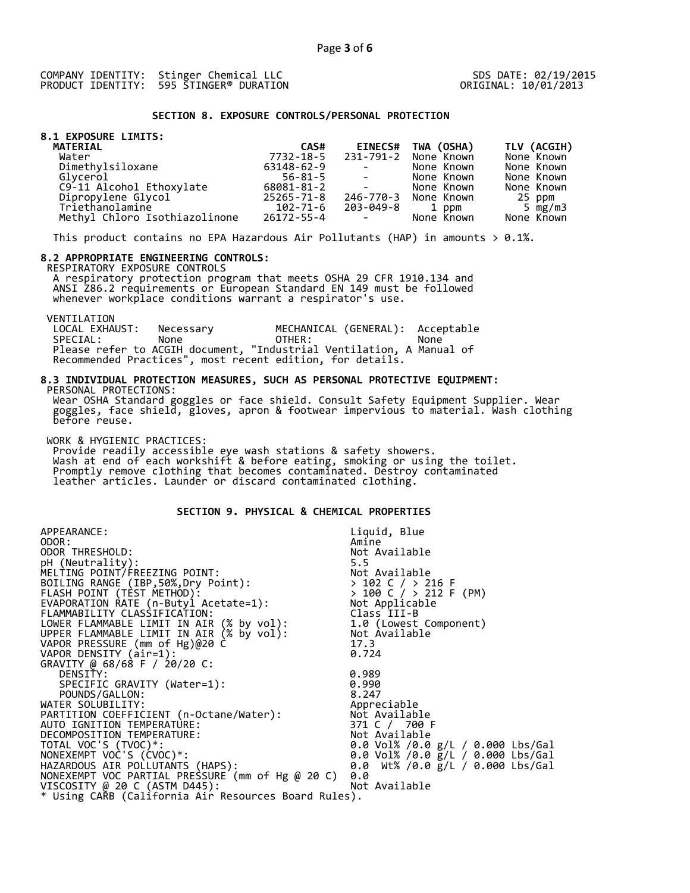COMPANY IDENTITY: Stinger Chemical LLC
PRODUCT IDENTITY: 595 STINGER® DURATION

SDS DATE: 02/19/2015
ORIGINAL: 10/01/2013

## SECTION 8. EXPOSURE CONTROLS/PERSONAL PROTECTION

### 8.1 EXPOSURE LIMITS:

| MATERIAL | CAS# | EINECS# | TWA (OSHA) | TLV (ACGIH) |
|---|---|---|---|---|
| Water | 7732-18-5 | 231-791-2 | None Known | None Known |
| Dimethylsiloxane | 63148-62-9 | - | None Known | None Known |
| Glycerol | 56-81-5 | - | None Known | None Known |
| C9-11 Alcohol Ethoxylate | 68081-81-2 | - | None Known | None Known |
| Dipropylene Glycol | 25265-71-8 | 246-770-3 | None Known | 25 ppm |
| Triethanolamine | 102-71-6 | 203-049-8 | 1 ppm | 5 mg/m3 |
| Methyl Chloro Isothiazolinone | 26172-55-4 | - | None Known | None Known |

This product contains no EPA Hazardous Air Pollutants (HAP) in amounts > 0.1%.

### 8.2 APPROPRIATE ENGINEERING CONTROLS:

RESPIRATORY EXPOSURE CONTROLS
A respiratory protection program that meets OSHA 29 CFR 1910.134 and ANSI Z86.2 requirements or European Standard EN 149 must be followed whenever workplace conditions warrant a respirator's use.

VENTILATION

| | | | |
|---|---|---|---|
| LOCAL EXHAUST: | Necessary | MECHANICAL (GENERAL): | Acceptable |
| SPECIAL: | None | OTHER: | None |

Please refer to ACGIH document, "Industrial Ventilation, A Manual of Recommended Practices", most recent edition, for details.

### 8.3 INDIVIDUAL PROTECTION MEASURES, SUCH AS PERSONAL PROTECTIVE EQUIPMENT:

PERSONAL PROTECTIONS:
Wear OSHA Standard goggles or face shield. Consult Safety Equipment Supplier. Wear goggles, face shield, gloves, apron & footwear impervious to material. Wash clothing before reuse.

WORK & HYGIENIC PRACTICES:
Provide readily accessible eye wash stations & safety showers.
Wash at end of each workshift & before eating, smoking or using the toilet.
Promptly remove clothing that becomes contaminated. Destroy contaminated leather articles. Launder or discard contaminated clothing.

## SECTION 9. PHYSICAL & CHEMICAL PROPERTIES

| | |
|---|---|
| APPEARANCE: | Liquid, Blue |
| ODOR: | Amine |
| ODOR THRESHOLD: | Not Available |
| pH (Neutrality): | 5.5 |
| MELTING POINT/FREEZING POINT: | Not Available |
| BOILING RANGE (IBP,50%,Dry Point): | > 102 C / > 216 F |
| FLASH POINT (TEST METHOD): | > 100 C / > 212 F (PM) |
| EVAPORATION RATE (n-Butyl Acetate=1): | Not Applicable |
| FLAMMABILITY CLASSIFICATION: | Class III-B |
| LOWER FLAMMABLE LIMIT IN AIR (% by vol): | 1.0 (Lowest Component) |
| UPPER FLAMMABLE LIMIT IN AIR (% by vol): | Not Available |
| VAPOR PRESSURE (mm of Hg)@20 C | 17.3 |
| VAPOR DENSITY (air=1): | 0.724 |
| GRAVITY @ 68/68 F / 20/20 C: | |
| DENSITY: | 0.989 |
| SPECIFIC GRAVITY (Water=1): | 0.990 |
| POUNDS/GALLON: | 8.247 |
| WATER SOLUBILITY: | Appreciable |
| PARTITION COEFFICIENT (n-Octane/Water): | Not Available |
| AUTO IGNITION TEMPERATURE: | 371 C / 700 F |
| DECOMPOSITION TEMPERATURE: | Not Available |
| TOTAL VOC'S (TVOC)*: | 0.0 Vol% /0.0 g/L / 0.000 Lbs/Gal |
| NONEXEMPT VOC'S (CVOC)*: | 0.0 Vol% /0.0 g/L / 0.000 Lbs/Gal |
| HAZARDOUS AIR POLLUTANTS (HAPS): | 0.0 Wt% /0.0 g/L / 0.000 Lbs/Gal |
| NONEXEMPT VOC PARTIAL PRESSURE (mm of Hg @ 20 C) | 0.0 |
| VISCOSITY @ 20 C (ASTM D445): | Not Available |

* Using CARB (California Air Resources Board Rules).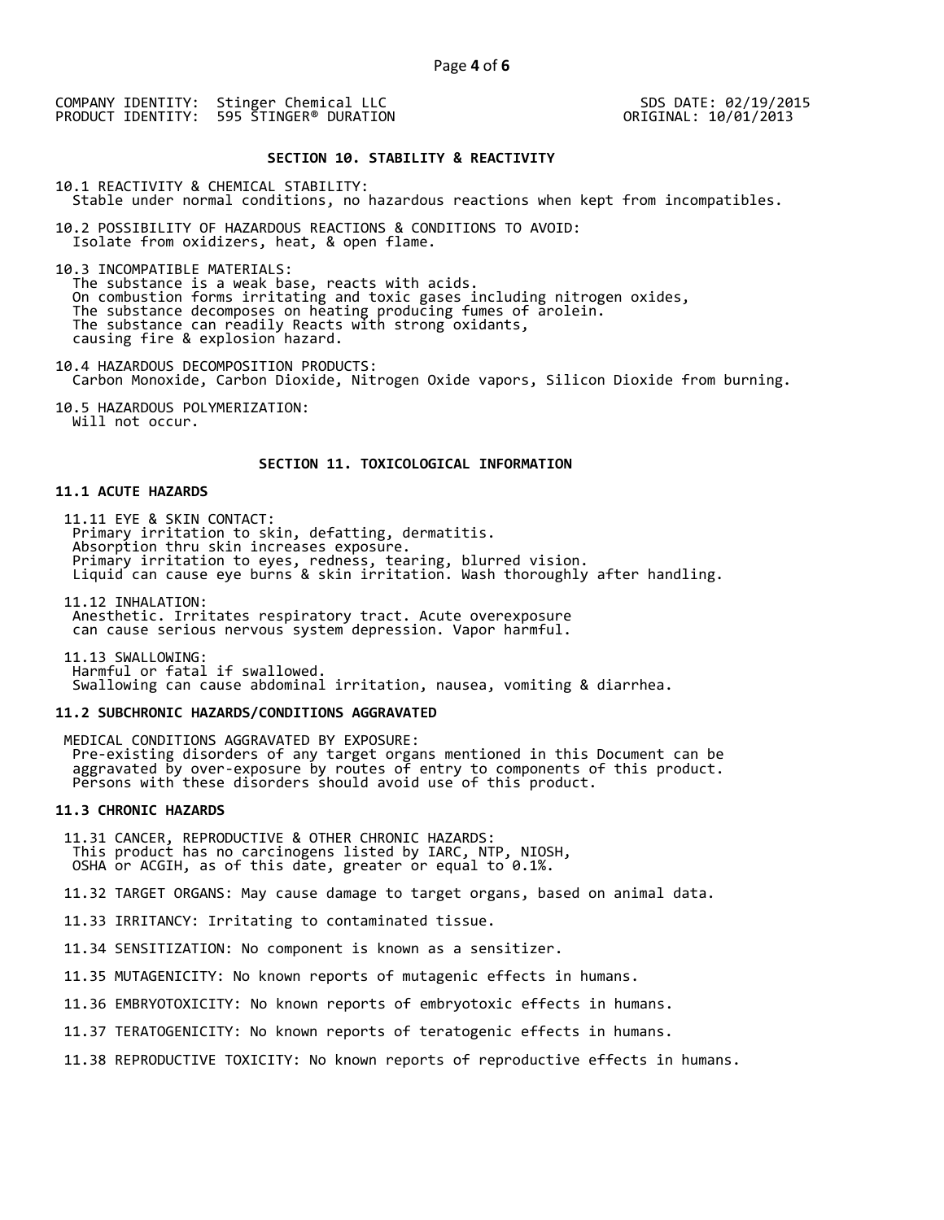COMPANY IDENTITY: Stinger Chemical LLC
PRODUCT IDENTITY: 595 STINGER® DURATION

SDS DATE: 02/19/2015
ORIGINAL: 10/01/2013

## SECTION 10. STABILITY & REACTIVITY

10.1 REACTIVITY & CHEMICAL STABILITY:
Stable under normal conditions, no hazardous reactions when kept from incompatibles.

10.2 POSSIBILITY OF HAZARDOUS REACTIONS & CONDITIONS TO AVOID:
Isolate from oxidizers, heat, & open flame.

10.3 INCOMPATIBLE MATERIALS:
The substance is a weak base, reacts with acids.
On combustion forms irritating and toxic gases including nitrogen oxides,
The substance decomposes on heating producing fumes of arolein.
The substance can readily Reacts with strong oxidants,
causing fire & explosion hazard.

10.4 HAZARDOUS DECOMPOSITION PRODUCTS:
Carbon Monoxide, Carbon Dioxide, Nitrogen Oxide vapors, Silicon Dioxide from burning.

10.5 HAZARDOUS POLYMERIZATION:
Will not occur.

## SECTION 11. TOXICOLOGICAL INFORMATION

### 11.1 ACUTE HAZARDS

11.11 EYE & SKIN CONTACT:
Primary irritation to skin, defatting, dermatitis.
Absorption thru skin increases exposure.
Primary irritation to eyes, redness, tearing, blurred vision.
Liquid can cause eye burns & skin irritation. Wash thoroughly after handling.

11.12 INHALATION:
Anesthetic. Irritates respiratory tract. Acute overexposure
can cause serious nervous system depression. Vapor harmful.

11.13 SWALLOWING:
Harmful or fatal if swallowed.
Swallowing can cause abdominal irritation, nausea, vomiting & diarrhea.

### 11.2 SUBCHRONIC HAZARDS/CONDITIONS AGGRAVATED

MEDICAL CONDITIONS AGGRAVATED BY EXPOSURE:
Pre-existing disorders of any target organs mentioned in this Document can be
aggravated by over-exposure by routes of entry to components of this product.
Persons with these disorders should avoid use of this product.

### 11.3 CHRONIC HAZARDS

11.31 CANCER, REPRODUCTIVE & OTHER CHRONIC HAZARDS:
This product has no carcinogens listed by IARC, NTP, NIOSH,
OSHA or ACGIH, as of this date, greater or equal to 0.1%.

11.32 TARGET ORGANS: May cause damage to target organs, based on animal data.

11.33 IRRITANCY: Irritating to contaminated tissue.

11.34 SENSITIZATION: No component is known as a sensitizer.

11.35 MUTAGENICITY: No known reports of mutagenic effects in humans.

11.36 EMBRYOTOXICITY: No known reports of embryotoxic effects in humans.

11.37 TERATOGENICITY: No known reports of teratogenic effects in humans.

11.38 REPRODUCTIVE TOXICITY: No known reports of reproductive effects in humans.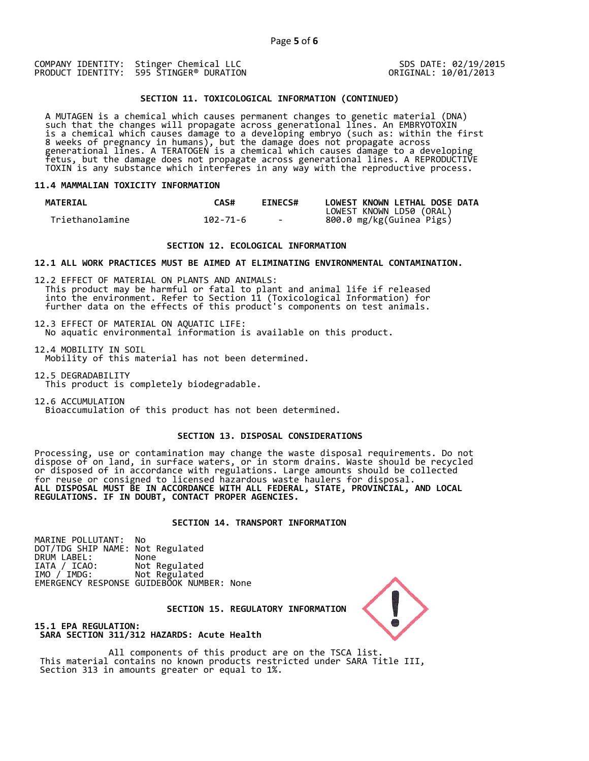COMPANY IDENTITY: Stinger Chemical LLC
PRODUCT IDENTITY: 595 STINGER® DURATION

SDS DATE: 02/19/2015
ORIGINAL: 10/01/2013

## SECTION 11. TOXICOLOGICAL INFORMATION (CONTINUED)

A MUTAGEN is a chemical which causes permanent changes to genetic material (DNA) such that the changes will propagate across generational lines. An EMBRYOTOXIN is a chemical which causes damage to a developing embryo (such as: within the first 8 weeks of pregnancy in humans), but the damage does not propagate across generational lines. A TERATOGEN is a chemical which causes damage to a developing fetus, but the damage does not propagate across generational lines. A REPRODUCTIVE TOXIN is any substance which interferes in any way with the reproductive process.

### 11.4 MAMMALIAN TOXICITY INFORMATION

| MATERIAL | CAS# | EINECS# | LOWEST KNOWN LETHAL DOSE DATA<br>LOWEST KNOWN LD50 (ORAL) |
|---|---|---|---|
| Triethanolamine | 102-71-6 | - | 800.0 mg/kg(Guinea Pigs) |

## SECTION 12. ECOLOGICAL INFORMATION

**12.1 ALL WORK PRACTICES MUST BE AIMED AT ELIMINATING ENVIRONMENTAL CONTAMINATION.**

12.2 EFFECT OF MATERIAL ON PLANTS AND ANIMALS:
This product may be harmful or fatal to plant and animal life if released into the environment. Refer to Section 11 (Toxicological Information) for further data on the effects of this product's components on test animals.

12.3 EFFECT OF MATERIAL ON AQUATIC LIFE:
No aquatic environmental information is available on this product.

12.4 MOBILITY IN SOIL
Mobility of this material has not been determined.

12.5 DEGRADABILITY
This product is completely biodegradable.

12.6 ACCUMULATION
Bioaccumulation of this product has not been determined.

## SECTION 13. DISPOSAL CONSIDERATIONS

Processing, use or contamination may change the waste disposal requirements. Do not dispose of on land, in surface waters, or in storm drains. Waste should be recycled or disposed of in accordance with regulations. Large amounts should be collected for reuse or consigned to licensed hazardous waste haulers for disposal.
**ALL DISPOSAL MUST BE IN ACCORDANCE WITH ALL FEDERAL, STATE, PROVINCIAL, AND LOCAL REGULATIONS. IF IN DOUBT, CONTACT PROPER AGENCIES.**

## SECTION 14. TRANSPORT INFORMATION

MARINE POLLUTANT: No
DOT/TDG SHIP NAME: Not Regulated
DRUM LABEL: None
IATA / ICAO: Not Regulated
IMO / IMDG: Not Regulated
EMERGENCY RESPONSE GUIDEBOOK NUMBER: None

## SECTION 15. REGULATORY INFORMATION

**15.1 EPA REGULATION:**
**SARA SECTION 311/312 HAZARDS: Acute Health**

All components of this product are on the TSCA list.
This material contains no known products restricted under SARA Title III, Section 313 in amounts greater or equal to 1%.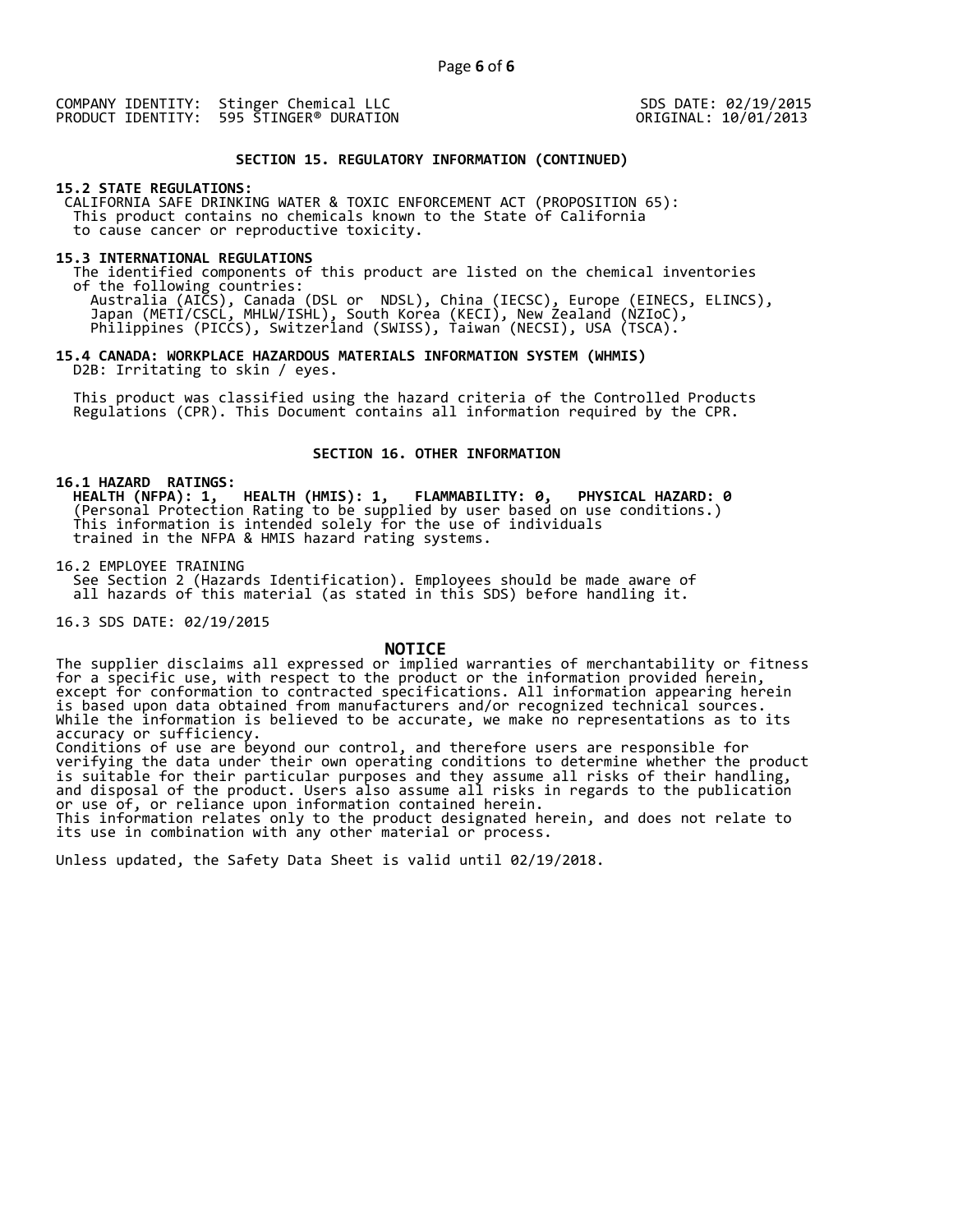COMPANY IDENTITY: Stinger Chemical LLC
PRODUCT IDENTITY: 595 STINGER® DURATION

SDS DATE: 02/19/2015
ORIGINAL: 10/01/2013

## SECTION 15. REGULATORY INFORMATION (CONTINUED)

**15.2 STATE REGULATIONS:**

CALIFORNIA SAFE DRINKING WATER & TOXIC ENFORCEMENT ACT (PROPOSITION 65):
This product contains no chemicals known to the State of California to cause cancer or reproductive toxicity.

**15.3 INTERNATIONAL REGULATIONS**

The identified components of this product are listed on the chemical inventories of the following countries:
Australia (AICS), Canada (DSL or NDSL), China (IECSC), Europe (EINECS, ELINCS), Japan (METI/CSCL, MHLW/ISHL), South Korea (KECI), New Zealand (NZIoC), Philippines (PICCS), Switzerland (SWISS), Taiwan (NECSI), USA (TSCA).

**15.4 CANADA: WORKPLACE HAZARDOUS MATERIALS INFORMATION SYSTEM (WHMIS)**

D2B: Irritating to skin / eyes.

This product was classified using the hazard criteria of the Controlled Products Regulations (CPR). This Document contains all information required by the CPR.

## SECTION 16. OTHER INFORMATION

**16.1 HAZARD RATINGS:**

**HEALTH (NFPA): 1, HEALTH (HMIS): 1, FLAMMABILITY: 0, PHYSICAL HAZARD: 0**
(Personal Protection Rating to be supplied by user based on use conditions.)
This information is intended solely for the use of individuals trained in the NFPA & HMIS hazard rating systems.

16.2 EMPLOYEE TRAINING

See Section 2 (Hazards Identification). Employees should be made aware of all hazards of this material (as stated in this SDS) before handling it.

16.3 SDS DATE: 02/19/2015

**NOTICE**

The supplier disclaims all expressed or implied warranties of merchantability or fitness for a specific use, with respect to the product or the information provided herein, except for conformation to contracted specifications. All information appearing herein is based upon data obtained from manufacturers and/or recognized technical sources. While the information is believed to be accurate, we make no representations as to its accuracy or sufficiency.
Conditions of use are beyond our control, and therefore users are responsible for verifying the data under their own operating conditions to determine whether the product is suitable for their particular purposes and they assume all risks of their handling, and disposal of the product. Users also assume all risks in regards to the publication or use of, or reliance upon information contained herein.
This information relates only to the product designated herein, and does not relate to its use in combination with any other material or process.

Unless updated, the Safety Data Sheet is valid until 02/19/2018.